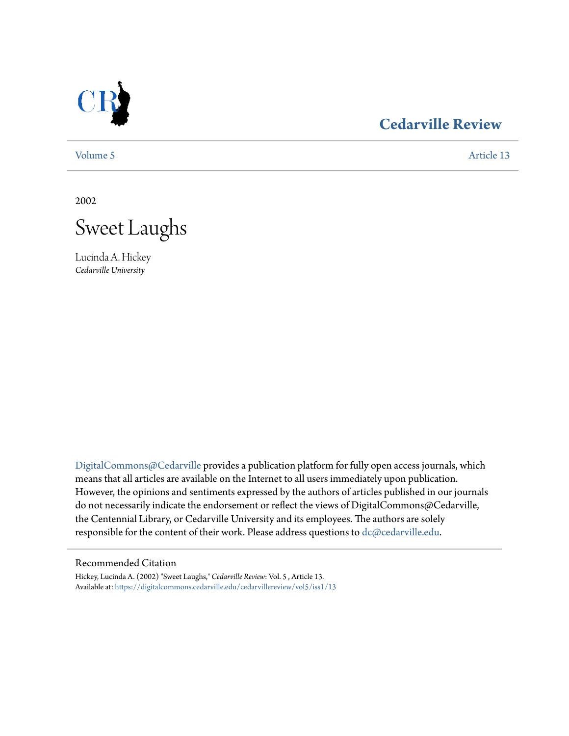Cedarville Review

Volume 5 | Article 13

2002

# Sweet Laughs

Lucinda A. Hickey
*Cedarville University*

DigitalCommons@Cedarville provides a publication platform for fully open access journals, which means that all articles are available on the Internet to all users immediately upon publication. However, the opinions and sentiments expressed by the authors of articles published in our journals do not necessarily indicate the endorsement or reflect the views of DigitalCommons@Cedarville, the Centennial Library, or Cedarville University and its employees. The authors are solely responsible for the content of their work. Please address questions to dc@cedarville.edu.

## Recommended Citation

Hickey, Lucinda A. (2002) "Sweet Laughs," *Cedarville Review*: Vol. 5 , Article 13.
Available at: https://digitalcommons.cedarville.edu/cedarvillereview/vol5/iss1/13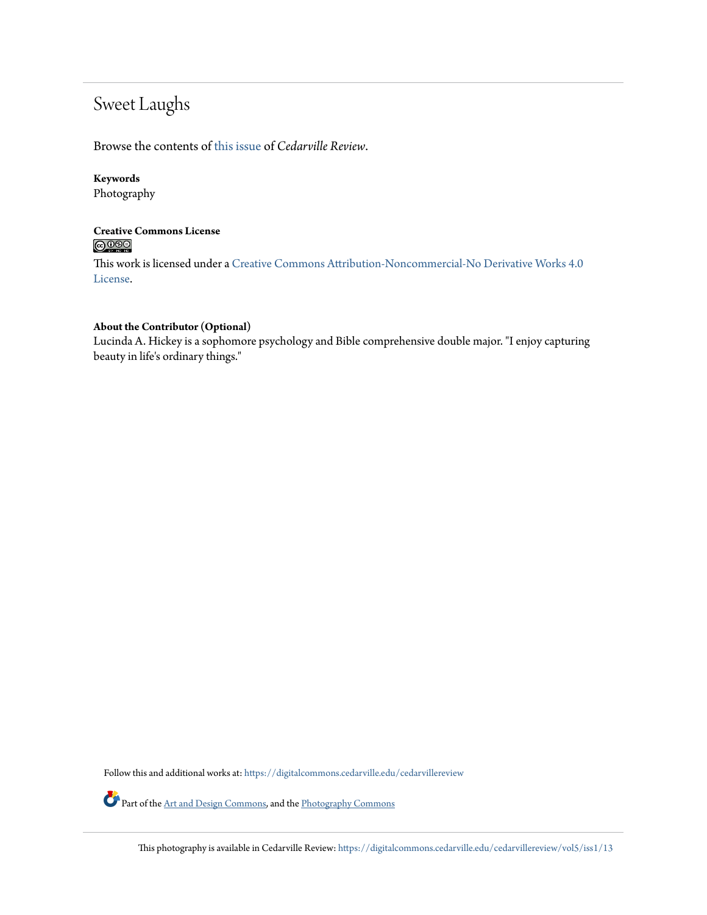# Sweet Laughs

Browse the contents of this issue of *Cedarville Review*.

**Keywords**
Photography

**Creative Commons License**

This work is licensed under a Creative Commons Attribution-Noncommercial-No Derivative Works 4.0 License.

**About the Contributor (Optional)**
Lucinda A. Hickey is a sophomore psychology and Bible comprehensive double major. "I enjoy capturing beauty in life's ordinary things."

Follow this and additional works at: https://digitalcommons.cedarville.edu/cedarvillereview

Part of the Art and Design Commons, and the Photography Commons

This photography is available in Cedarville Review: https://digitalcommons.cedarville.edu/cedarvillereview/vol5/iss1/13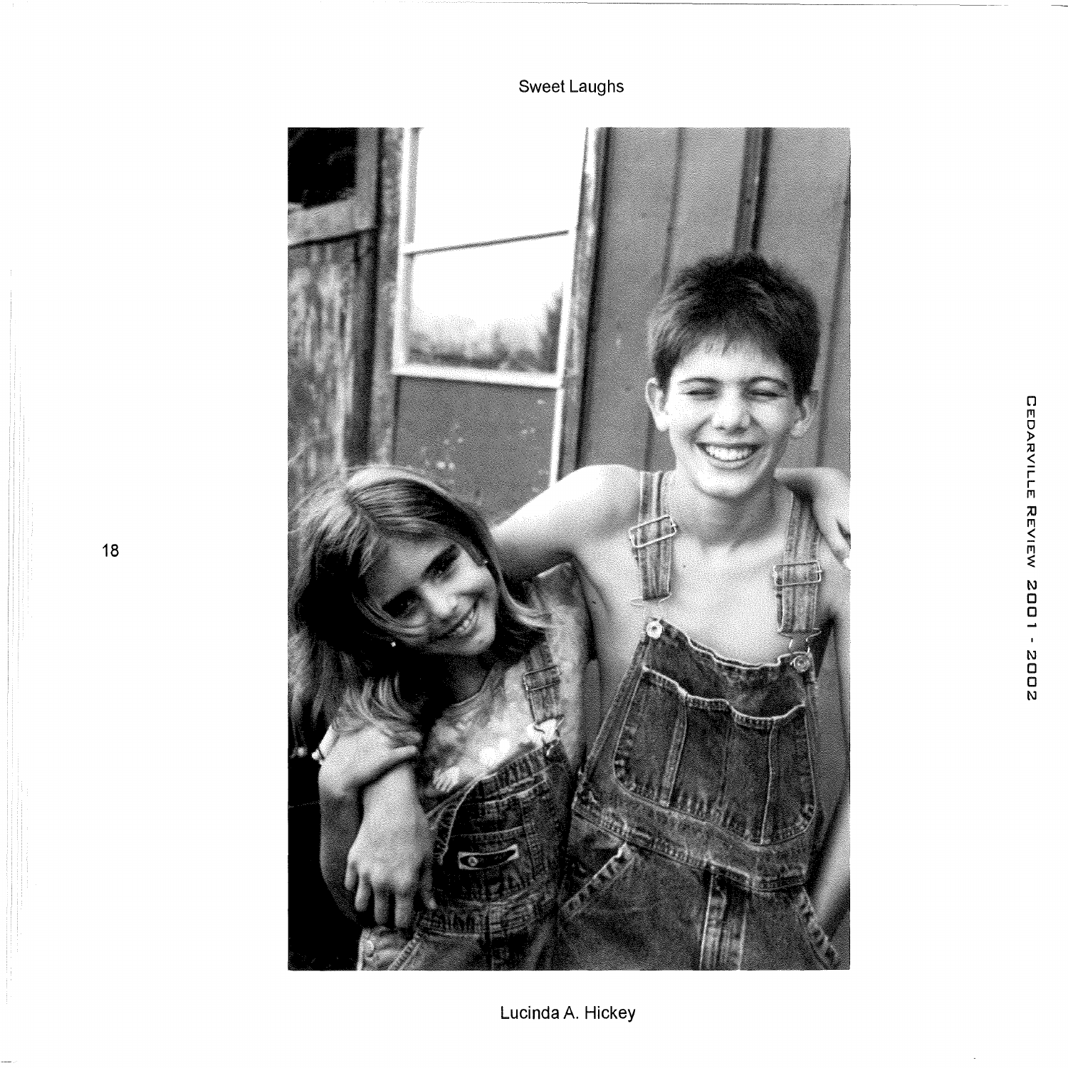Sweet Laughs

Lucinda A. Hickey